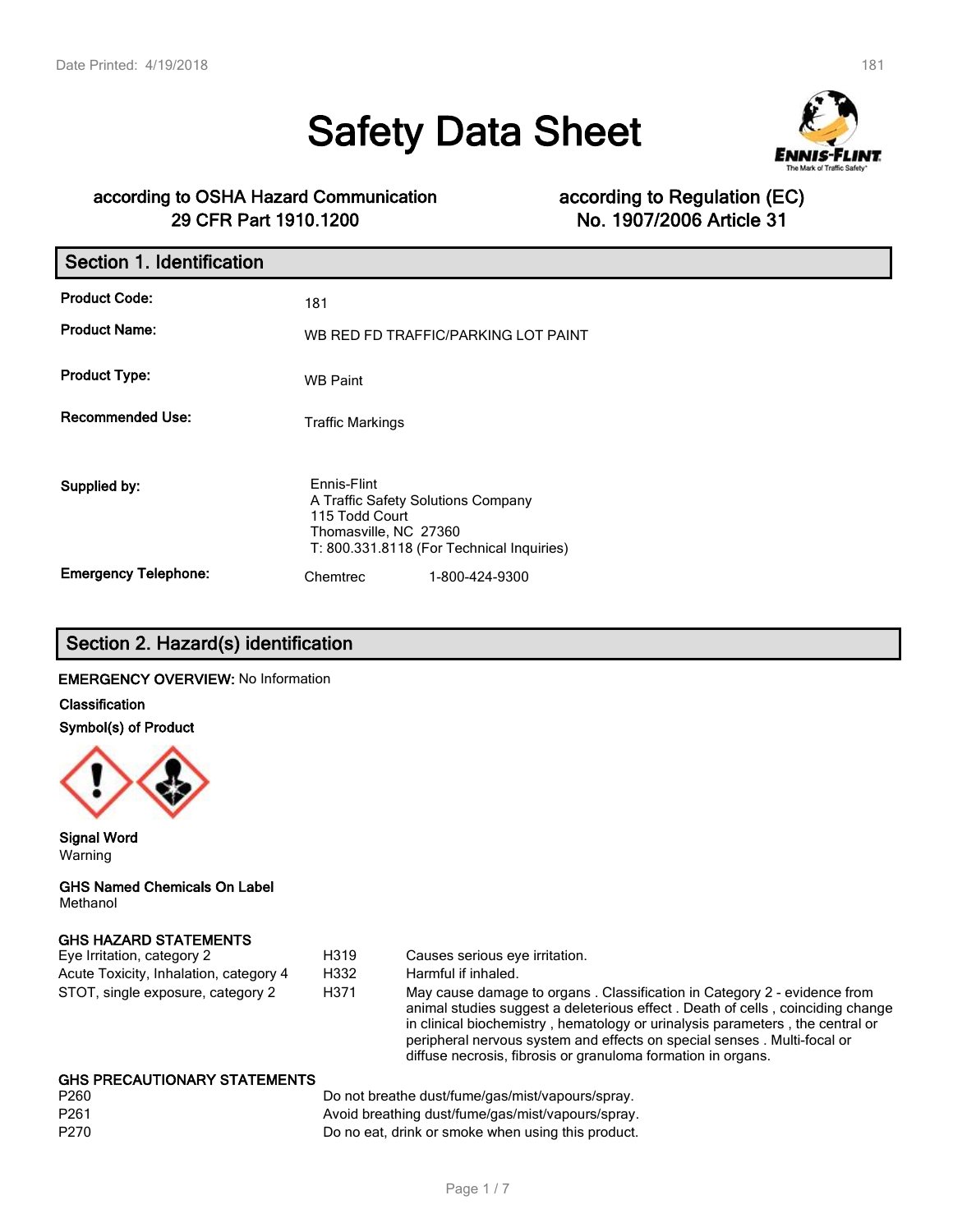# Safety Data Sheet

**according to OSHA Hazard Communication 29 CFR Part 1910.1200**

**according to Regulation (EC) No. 1907/2006 Article 31**

## Section 1. Identification

| | |
|---|---|
| **Product Code:** | 181 |
| **Product Name:** | WB RED FD TRAFFIC/PARKING LOT PAINT |
| **Product Type:** | WB Paint |
| **Recommended Use:** | Traffic Markings |
| **Supplied by:** | Ennis-Flint<br>A Traffic Safety Solutions Company<br>115 Todd Court<br>Thomasville, NC 27360<br>T: 800.331.8118 (For Technical Inquiries) |
| **Emergency Telephone:** | Chemtrec 1-800-424-9300 |

## Section 2. Hazard(s) identification

**EMERGENCY OVERVIEW:** No Information

**Classification**

**Symbol(s) of Product**

**Signal Word**
Warning

**GHS Named Chemicals On Label**
Methanol

**GHS HAZARD STATEMENTS**

| | | |
|---|---|---|
| Eye Irritation, category 2 | H319 | Causes serious eye irritation. |
| Acute Toxicity, Inhalation, category 4 | H332 | Harmful if inhaled. |
| STOT, single exposure, category 2 | H371 | May cause damage to organs . Classification in Category 2 - evidence from animal studies suggest a deleterious effect . Death of cells , coinciding change in clinical biochemistry , hematology or urinalysis parameters , the central or peripheral nervous system and effects on special senses . Multi-focal or diffuse necrosis, fibrosis or granuloma formation in organs. |

**GHS PRECAUTIONARY STATEMENTS**

| | |
|---|---|
| P260 | Do not breathe dust/fume/gas/mist/vapours/spray. |
| P261 | Avoid breathing dust/fume/gas/mist/vapours/spray. |
| P270 | Do no eat, drink or smoke when using this product. |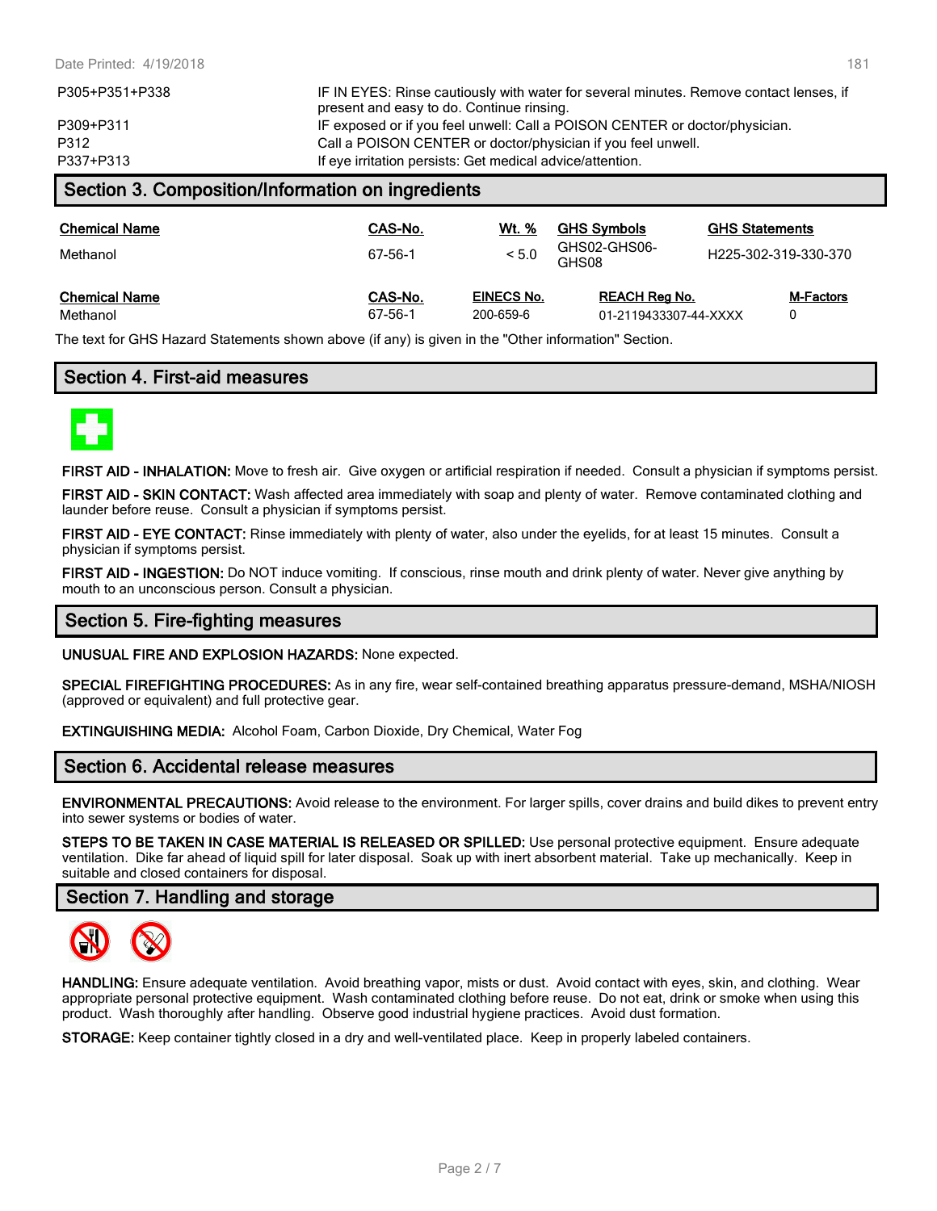| | |
|---|---|
| P305+P351+P338 | IF IN EYES: Rinse cautiously with water for several minutes. Remove contact lenses, if present and easy to do. Continue rinsing. |
| P309+P311 | IF exposed or if you feel unwell: Call a POISON CENTER or doctor/physician. |
| P312 | Call a POISON CENTER or doctor/physician if you feel unwell. |
| P337+P313 | If eye irritation persists: Get medical advice/attention. |

## Section 3. Composition/Information on ingredients

| Chemical Name | CAS-No. | Wt. % | GHS Symbols | GHS Statements |
|---|---|---|---|---|
| Methanol | 67-56-1 | < 5.0 | GHS02-GHS06-GHS08 | H225-302-319-330-370 |

| Chemical Name | CAS-No. | EINECS No. | REACH Reg No. | M-Factors |
|---|---|---|---|---|
| Methanol | 67-56-1 | 200-659-6 | 01-2119433307-44-XXXX | 0 |

The text for GHS Hazard Statements shown above (if any) is given in the "Other information" Section.

## Section 4. First-aid measures

**FIRST AID - INHALATION:** Move to fresh air. Give oxygen or artificial respiration if needed. Consult a physician if symptoms persist.

**FIRST AID - SKIN CONTACT:** Wash affected area immediately with soap and plenty of water. Remove contaminated clothing and launder before reuse. Consult a physician if symptoms persist.

**FIRST AID - EYE CONTACT:** Rinse immediately with plenty of water, also under the eyelids, for at least 15 minutes. Consult a physician if symptoms persist.

**FIRST AID - INGESTION:** Do NOT induce vomiting. If conscious, rinse mouth and drink plenty of water. Never give anything by mouth to an unconscious person. Consult a physician.

## Section 5. Fire-fighting measures

**UNUSUAL FIRE AND EXPLOSION HAZARDS:** None expected.

**SPECIAL FIREFIGHTING PROCEDURES:** As in any fire, wear self-contained breathing apparatus pressure-demand, MSHA/NIOSH (approved or equivalent) and full protective gear.

**EXTINGUISHING MEDIA:** Alcohol Foam, Carbon Dioxide, Dry Chemical, Water Fog

## Section 6. Accidental release measures

**ENVIRONMENTAL PRECAUTIONS:** Avoid release to the environment. For larger spills, cover drains and build dikes to prevent entry into sewer systems or bodies of water.

**STEPS TO BE TAKEN IN CASE MATERIAL IS RELEASED OR SPILLED:** Use personal protective equipment. Ensure adequate ventilation. Dike far ahead of liquid spill for later disposal. Soak up with inert absorbent material. Take up mechanically. Keep in suitable and closed containers for disposal.

## Section 7. Handling and storage

**HANDLING:** Ensure adequate ventilation. Avoid breathing vapor, mists or dust. Avoid contact with eyes, skin, and clothing. Wear appropriate personal protective equipment. Wash contaminated clothing before reuse. Do not eat, drink or smoke when using this product. Wash thoroughly after handling. Observe good industrial hygiene practices. Avoid dust formation.

**STORAGE:** Keep container tightly closed in a dry and well-ventilated place. Keep in properly labeled containers.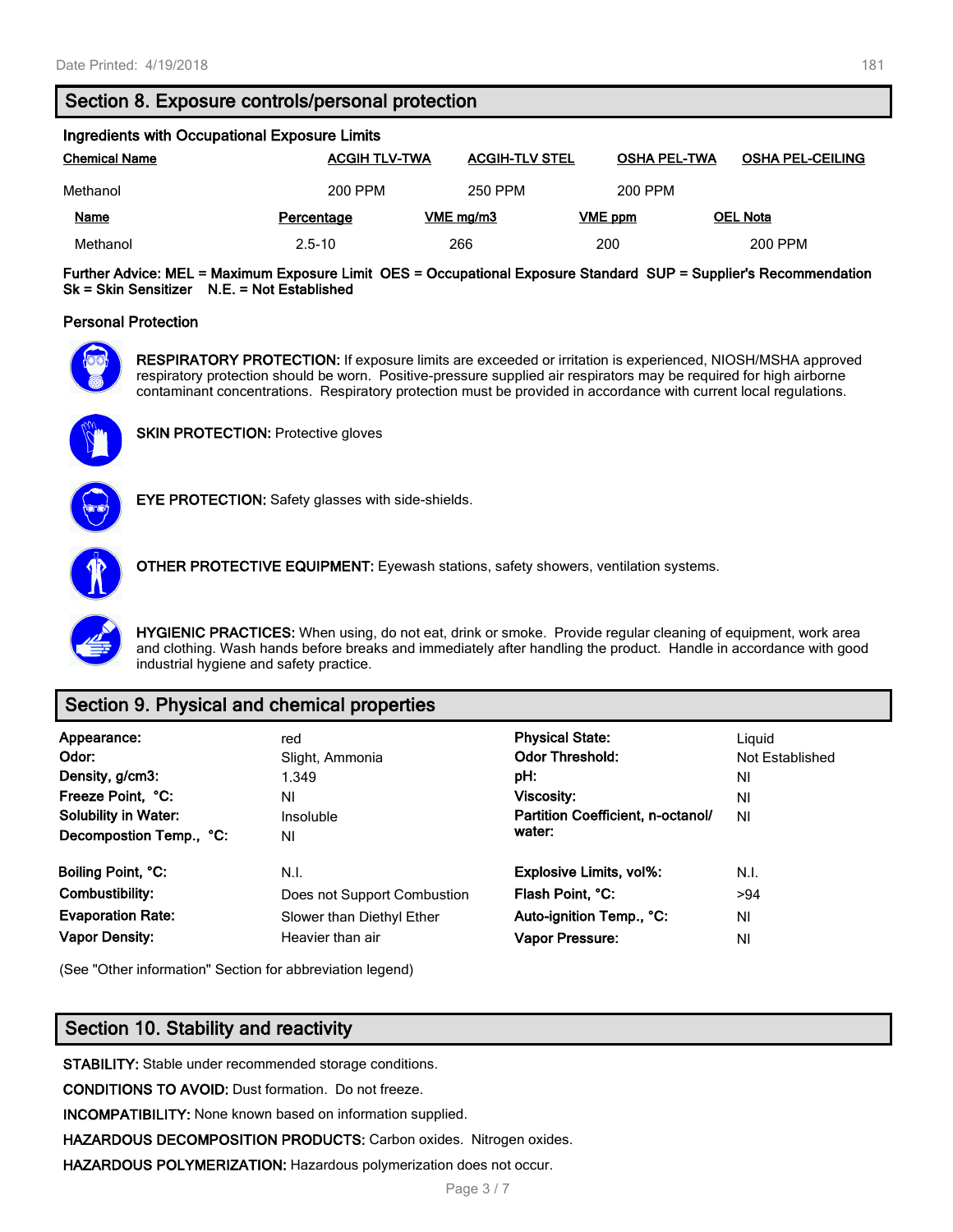## Section 8. Exposure controls/personal protection

### Ingredients with Occupational Exposure Limits

| Chemical Name | ACGIH TLV-TWA | ACGIH-TLV STEL | OSHA PEL-TWA | OSHA PEL-CEILING |
|---|---|---|---|---|
| Methanol | 200 PPM | 250 PPM | 200 PPM | |

| Name | Percentage | VME mg/m3 | VME ppm | OEL Nota |
|---|---|---|---|---|
| Methanol | 2.5-10 | 266 | 200 | 200 PPM |

**Further Advice: MEL = Maximum Exposure Limit OES = Occupational Exposure Standard SUP = Supplier's Recommendation Sk = Skin Sensitizer N.E. = Not Established**

### Personal Protection

**RESPIRATORY PROTECTION:** If exposure limits are exceeded or irritation is experienced, NIOSH/MSHA approved respiratory protection should be worn. Positive-pressure supplied air respirators may be required for high airborne contaminant concentrations. Respiratory protection must be provided in accordance with current local regulations.

**SKIN PROTECTION:** Protective gloves

**EYE PROTECTION:** Safety glasses with side-shields.

**OTHER PROTECTIVE EQUIPMENT:** Eyewash stations, safety showers, ventilation systems.

**HYGIENIC PRACTICES:** When using, do not eat, drink or smoke. Provide regular cleaning of equipment, work area and clothing. Wash hands before breaks and immediately after handling the product. Handle in accordance with good industrial hygiene and safety practice.

## Section 9. Physical and chemical properties

| | | | |
|---|---|---|---|
| **Appearance:** | red | **Physical State:** | Liquid |
| **Odor:** | Slight, Ammonia | **Odor Threshold:** | Not Established |
| **Density, g/cm3:** | 1.349 | **pH:** | NI |
| **Freeze Point, °C:** | NI | **Viscosity:** | NI |
| **Solubility in Water:** | Insoluble | **Partition Coefficient, n-octanol/ water:** | NI |
| **Decompostion Temp., °C:** | NI | | |
| **Boiling Point, °C:** | N.I. | **Explosive Limits, vol%:** | N.I. |
| **Combustibility:** | Does not Support Combustion | **Flash Point, °C:** | >94 |
| **Evaporation Rate:** | Slower than Diethyl Ether | **Auto-ignition Temp., °C:** | NI |
| **Vapor Density:** | Heavier than air | **Vapor Pressure:** | NI |

(See "Other information" Section for abbreviation legend)

## Section 10. Stability and reactivity

**STABILITY:** Stable under recommended storage conditions.

**CONDITIONS TO AVOID:** Dust formation. Do not freeze.

**INCOMPATIBILITY:** None known based on information supplied.

**HAZARDOUS DECOMPOSITION PRODUCTS:** Carbon oxides. Nitrogen oxides.

**HAZARDOUS POLYMERIZATION:** Hazardous polymerization does not occur.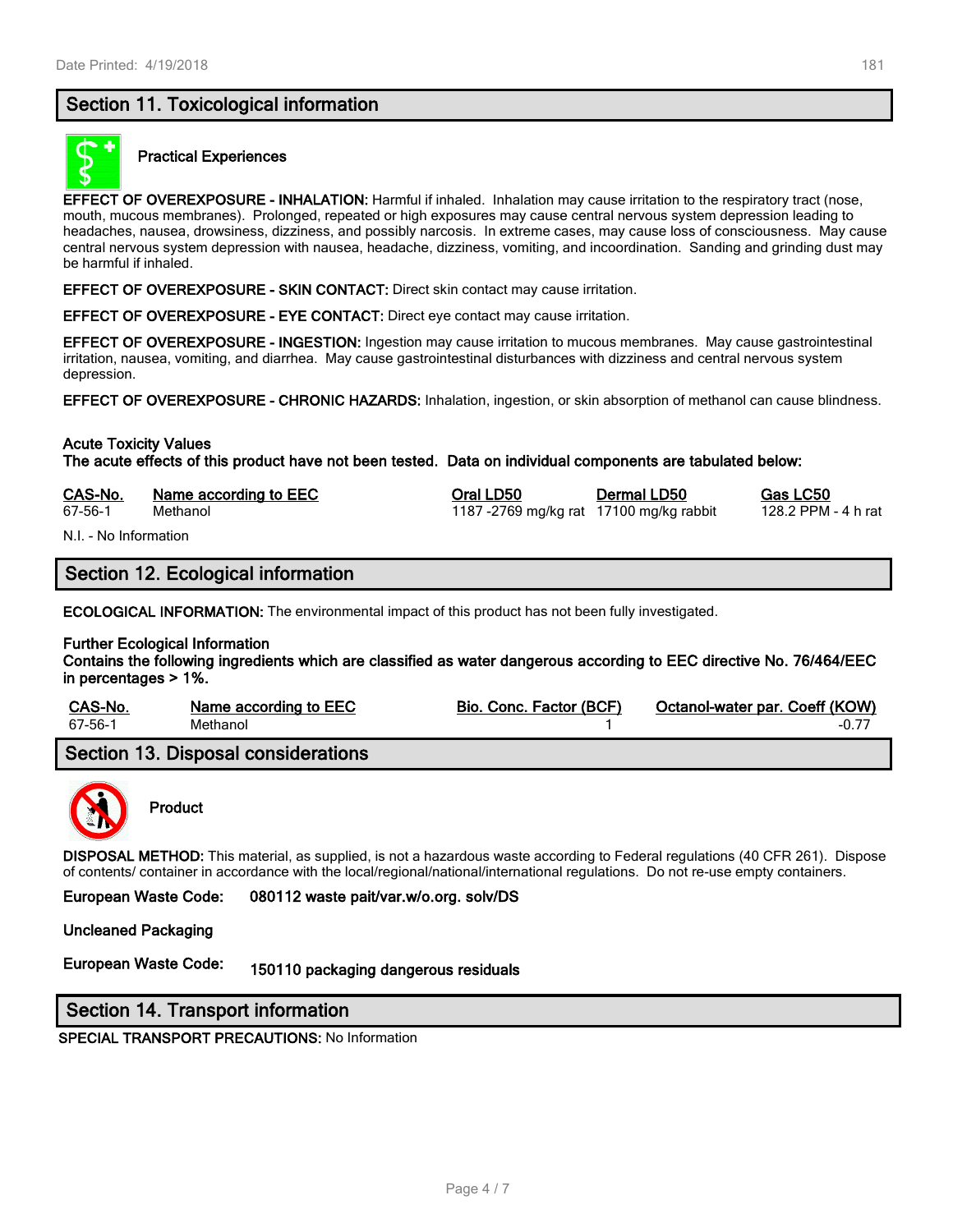## Section 11. Toxicological information

**Practical Experiences**

**EFFECT OF OVEREXPOSURE - INHALATION:** Harmful if inhaled. Inhalation may cause irritation to the respiratory tract (nose, mouth, mucous membranes). Prolonged, repeated or high exposures may cause central nervous system depression leading to headaches, nausea, drowsiness, dizziness, and possibly narcosis. In extreme cases, may cause loss of consciousness. May cause central nervous system depression with nausea, headache, dizziness, vomiting, and incoordination. Sanding and grinding dust may be harmful if inhaled.

**EFFECT OF OVEREXPOSURE - SKIN CONTACT:** Direct skin contact may cause irritation.

**EFFECT OF OVEREXPOSURE - EYE CONTACT:** Direct eye contact may cause irritation.

**EFFECT OF OVEREXPOSURE - INGESTION:** Ingestion may cause irritation to mucous membranes. May cause gastrointestinal irritation, nausea, vomiting, and diarrhea. May cause gastrointestinal disturbances with dizziness and central nervous system depression.

**EFFECT OF OVEREXPOSURE - CHRONIC HAZARDS:** Inhalation, ingestion, or skin absorption of methanol can cause blindness.

**Acute Toxicity Values**
**The acute effects of this product have not been tested. Data on individual components are tabulated below:**

| CAS-No. | Name according to EEC | Oral LD50 | Dermal LD50 | Gas LC50 |
|---|---|---|---|---|
| 67-56-1 | Methanol | 1187 -2769 mg/kg rat | 17100 mg/kg rabbit | 128.2 PPM - 4 h rat |

N.I. - No Information

## Section 12. Ecological information

**ECOLOGICAL INFORMATION:** The environmental impact of this product has not been fully investigated.

**Further Ecological Information**
**Contains the following ingredients which are classified as water dangerous according to EEC directive No. 76/464/EEC in percentages > 1%.**

| CAS-No. | Name according to EEC | Bio. Conc. Factor (BCF) | Octanol-water par. Coeff (KOW) |
|---|---|---|---|
| 67-56-1 | Methanol | 1 | -0.77 |

## Section 13. Disposal considerations

**Product**

**DISPOSAL METHOD:** This material, as supplied, is not a hazardous waste according to Federal regulations (40 CFR 261). Dispose of contents/ container in accordance with the local/regional/national/international regulations. Do not re-use empty containers.

**European Waste Code:** **080112 waste pait/var.w/o.org. solv/DS**

**Uncleaned Packaging**

**European Waste Code:** **150110 packaging dangerous residuals**

## Section 14. Transport information

**SPECIAL TRANSPORT PRECAUTIONS:** No Information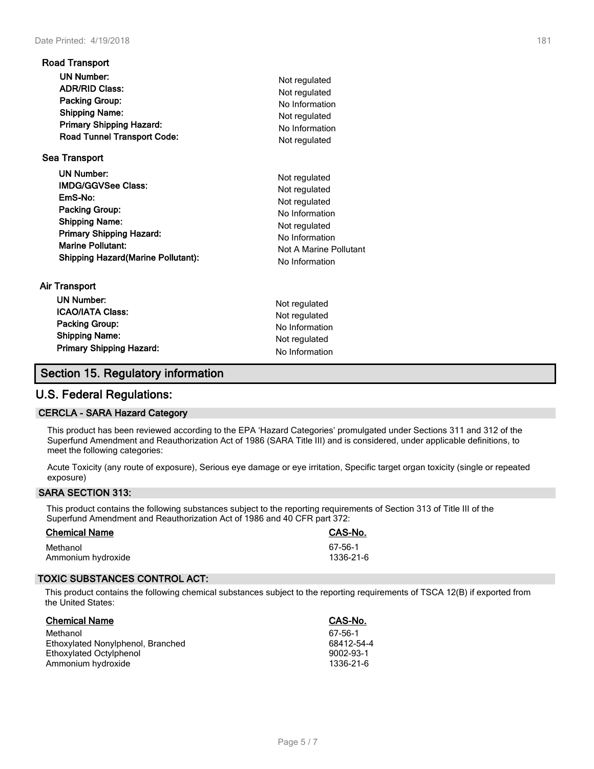### Road Transport

| | |
|---|---|
| **UN Number:** | Not regulated |
| **ADR/RID Class:** | Not regulated |
| **Packing Group:** | No Information |
| **Shipping Name:** | Not regulated |
| **Primary Shipping Hazard:** | No Information |
| **Road Tunnel Transport Code:** | Not regulated |

### Sea Transport

| | |
|---|---|
| **UN Number:** | Not regulated |
| **IMDG/GGVSee Class:** | Not regulated |
| **EmS-No:** | Not regulated |
| **Packing Group:** | No Information |
| **Shipping Name:** | Not regulated |
| **Primary Shipping Hazard:** | No Information |
| **Marine Pollutant:** | Not A Marine Pollutant |
| **Shipping Hazard(Marine Pollutant):** | No Information |

### Air Transport

| | |
|---|---|
| **UN Number:** | Not regulated |
| **ICAO/IATA Class:** | Not regulated |
| **Packing Group:** | No Information |
| **Shipping Name:** | Not regulated |
| **Primary Shipping Hazard:** | No Information |

## Section 15. Regulatory information

## U.S. Federal Regulations:

### CERCLA - SARA Hazard Category

This product has been reviewed according to the EPA 'Hazard Categories' promulgated under Sections 311 and 312 of the Superfund Amendment and Reauthorization Act of 1986 (SARA Title III) and is considered, under applicable definitions, to meet the following categories:

Acute Toxicity (any route of exposure), Serious eye damage or eye irritation, Specific target organ toxicity (single or repeated exposure)

### SARA SECTION 313:

This product contains the following substances subject to the reporting requirements of Section 313 of Title III of the Superfund Amendment and Reauthorization Act of 1986 and 40 CFR part 372:

| Chemical Name | CAS-No. |
|---|---|
| Methanol | 67-56-1 |
| Ammonium hydroxide | 1336-21-6 |

### TOXIC SUBSTANCES CONTROL ACT:

This product contains the following chemical substances subject to the reporting requirements of TSCA 12(B) if exported from the United States:

| Chemical Name | CAS-No. |
|---|---|
| Methanol | 67-56-1 |
| Ethoxylated Nonylphenol, Branched | 68412-54-4 |
| Ethoxylated Octylphenol | 9002-93-1 |
| Ammonium hydroxide | 1336-21-6 |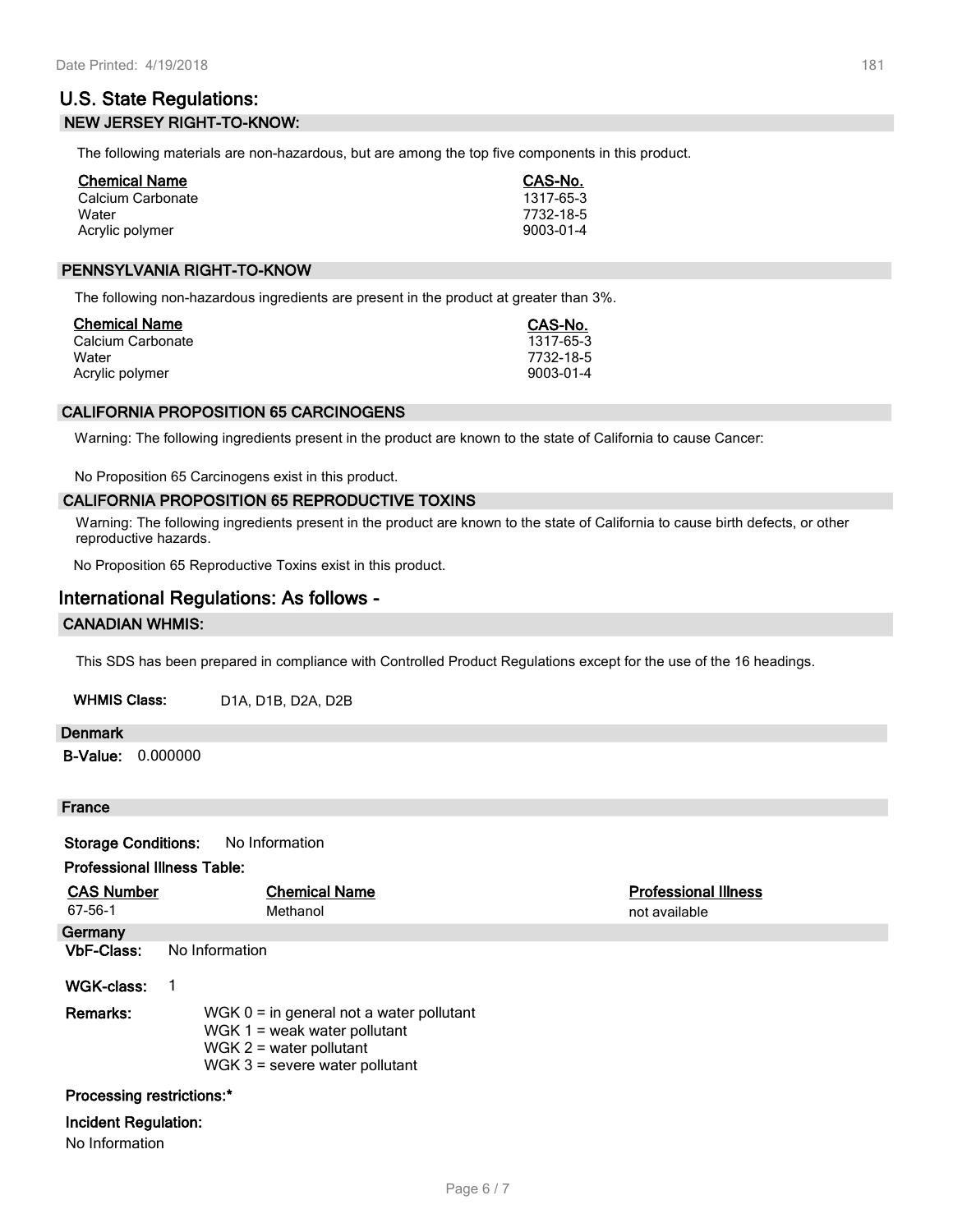## U.S. State Regulations:

### NEW JERSEY RIGHT-TO-KNOW:

The following materials are non-hazardous, but are among the top five components in this product.

| Chemical Name | CAS-No. |
|---|---|
| Calcium Carbonate | 1317-65-3 |
| Water | 7732-18-5 |
| Acrylic polymer | 9003-01-4 |

### PENNSYLVANIA RIGHT-TO-KNOW

The following non-hazardous ingredients are present in the product at greater than 3%.

| Chemical Name | CAS-No. |
|---|---|
| Calcium Carbonate | 1317-65-3 |
| Water | 7732-18-5 |
| Acrylic polymer | 9003-01-4 |

### CALIFORNIA PROPOSITION 65 CARCINOGENS

Warning: The following ingredients present in the product are known to the state of California to cause Cancer:

No Proposition 65 Carcinogens exist in this product.

### CALIFORNIA PROPOSITION 65 REPRODUCTIVE TOXINS

Warning: The following ingredients present in the product are known to the state of California to cause birth defects, or other reproductive hazards.

No Proposition 65 Reproductive Toxins exist in this product.

## International Regulations: As follows -

### CANADIAN WHMIS:

This SDS has been prepared in compliance with Controlled Product Regulations except for the use of the 16 headings.

**WHMIS Class:** D1A, D1B, D2A, D2B

### Denmark

**B-Value:** 0.000000

### France

**Storage Conditions:** No Information

**Professional Illness Table:**

| CAS Number | Chemical Name | Professional Illness |
|---|---|---|
| 67-56-1 | Methanol | not available |

### Germany

**VbF-Class:** No Information

**WGK-class:** 1

**Remarks:**
WGK 0 = in general not a water pollutant
WGK 1 = weak water pollutant
WGK 2 = water pollutant
WGK 3 = severe water pollutant

**Processing restrictions:***

**Incident Regulation:**

No Information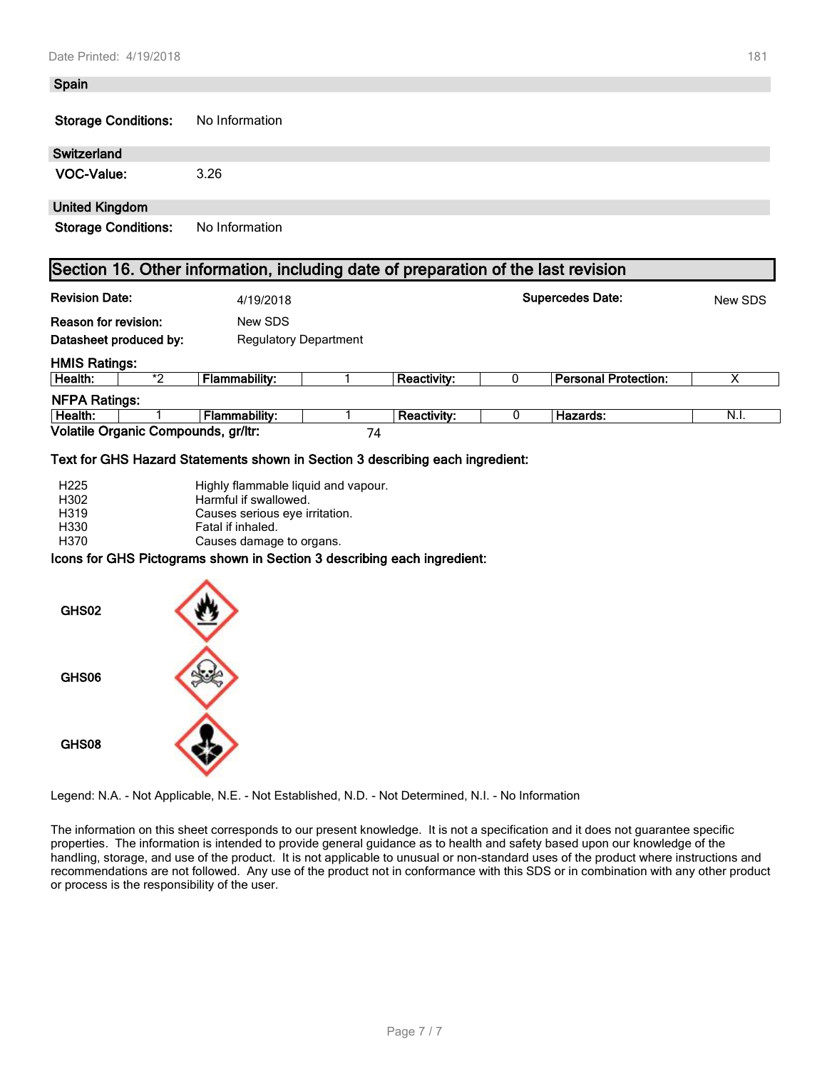### Spain

**Storage Conditions:** No Information

### Switzerland

**VOC-Value:** 3.26

### United Kingdom

**Storage Conditions:** No Information

## Section 16. Other information, including date of preparation of the last revision

**Revision Date:** 4/19/2018 **Supercedes Date:** New SDS

**Reason for revision:** New SDS

**Datasheet produced by:** Regulatory Department

**HMIS Ratings:**

| | | | | | | | |
|---|---|---|---|---|---|---|---|
| **Health:** | *2 | **Flammability:** | 1 | **Reactivity:** | 0 | **Personal Protection:** | X |

**NFPA Ratings:**

| | | | | | | | |
|---|---|---|---|---|---|---|---|
| **Health:** | 1 | **Flammability:** | 1 | **Reactivity:** | 0 | **Hazards:** | N.I. |

**Volatile Organic Compounds, gr/ltr:** 74

**Text for GHS Hazard Statements shown in Section 3 describing each ingredient:**

| | |
|---|---|
| H225 | Highly flammable liquid and vapour. |
| H302 | Harmful if swallowed. |
| H319 | Causes serious eye irritation. |
| H330 | Fatal if inhaled. |
| H370 | Causes damage to organs. |

**Icons for GHS Pictograms shown in Section 3 describing each ingredient:**

GHS02

GHS06

GHS08

Legend: N.A. - Not Applicable, N.E. - Not Established, N.D. - Not Determined, N.I. - No Information

The information on this sheet corresponds to our present knowledge. It is not a specification and it does not guarantee specific properties. The information is intended to provide general guidance as to health and safety based upon our knowledge of the handling, storage, and use of the product. It is not applicable to unusual or non-standard uses of the product where instructions and recommendations are not followed. Any use of the product not in conformance with this SDS or in combination with any other product or process is the responsibility of the user.